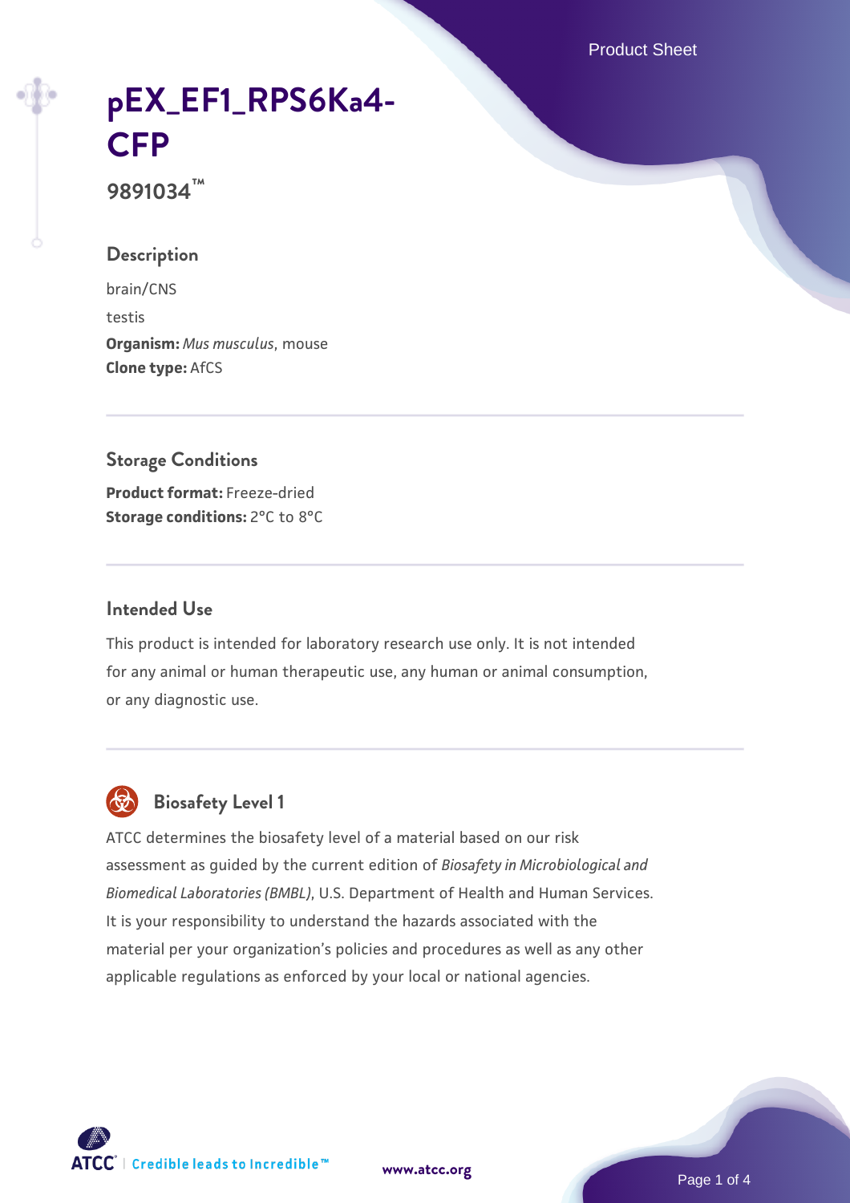# pEX_EF1_RPS6Ka4-CFP

**9891034™**

## Description

brain/CNS

testis

**Organism:** *Mus musculus*, mouse

**Clone type:** AfCS

## Storage Conditions

**Product format:** Freeze-dried

**Storage conditions:** 2°C to 8°C

## Intended Use

This product is intended for laboratory research use only. It is not intended for any animal or human therapeutic use, any human or animal consumption, or any diagnostic use.

## Biosafety Level 1

ATCC determines the biosafety level of a material based on our risk assessment as guided by the current edition of *Biosafety in Microbiological and Biomedical Laboratories (BMBL)*, U.S. Department of Health and Human Services. It is your responsibility to understand the hazards associated with the material per your organization's policies and procedures as well as any other applicable regulations as enforced by your local or national agencies.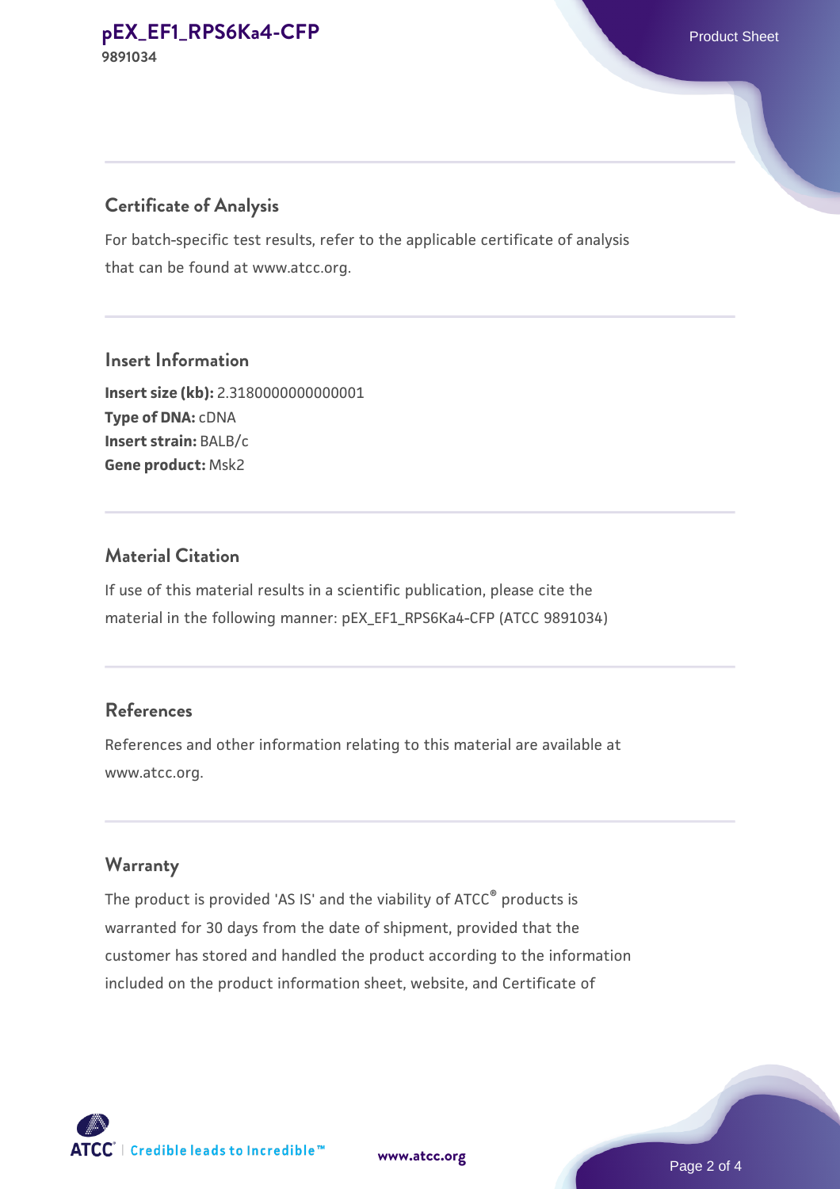## Certificate of Analysis

For batch-specific test results, refer to the applicable certificate of analysis that can be found at www.atcc.org.

## Insert Information

**Insert size (kb):** 2.3180000000000001
**Type of DNA:** cDNA
**Insert strain:** BALB/c
**Gene product:** Msk2

## Material Citation

If use of this material results in a scientific publication, please cite the material in the following manner: pEX_EF1_RPS6Ka4-CFP (ATCC 9891034)

## References

References and other information relating to this material are available at www.atcc.org.

## Warranty

The product is provided 'AS IS' and the viability of ATCC® products is warranted for 30 days from the date of shipment, provided that the customer has stored and handled the product according to the information included on the product information sheet, website, and Certificate of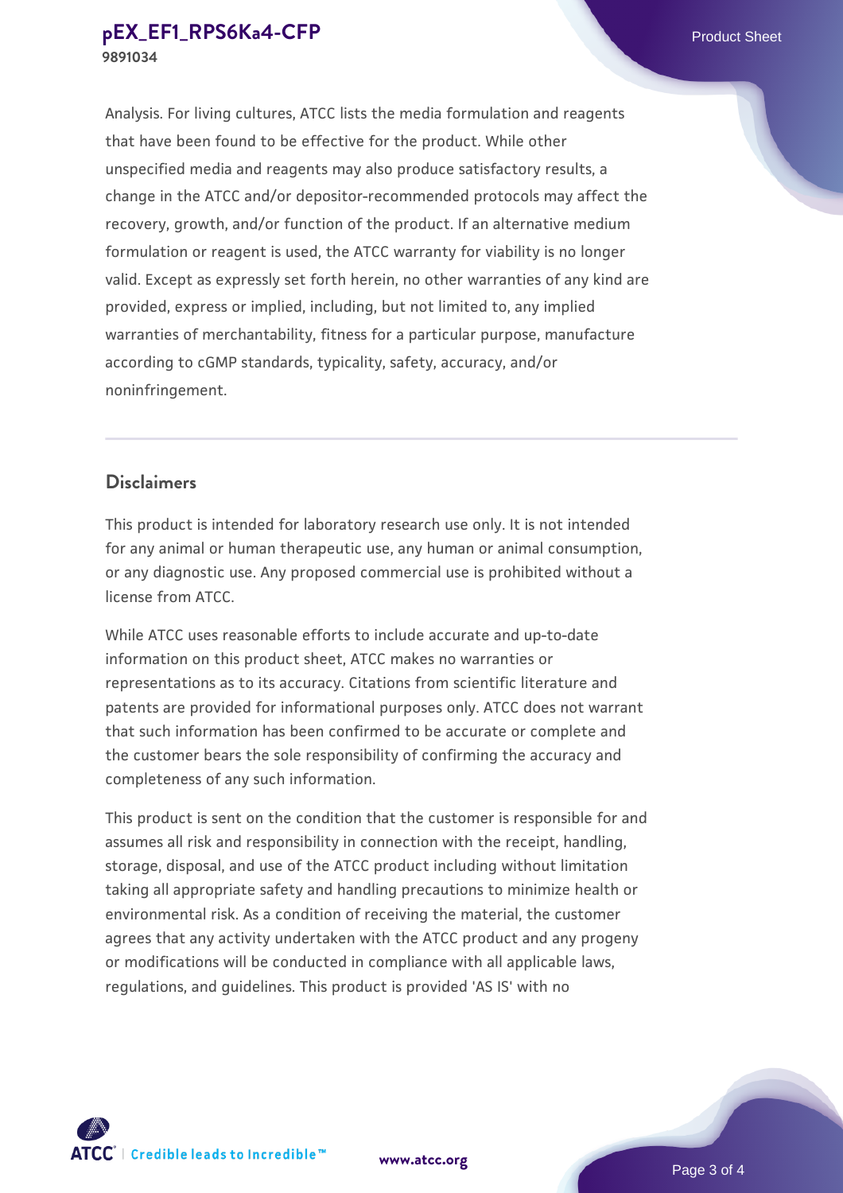Analysis. For living cultures, ATCC lists the media formulation and reagents that have been found to be effective for the product. While other unspecified media and reagents may also produce satisfactory results, a change in the ATCC and/or depositor-recommended protocols may affect the recovery, growth, and/or function of the product. If an alternative medium formulation or reagent is used, the ATCC warranty for viability is no longer valid. Except as expressly set forth herein, no other warranties of any kind are provided, express or implied, including, but not limited to, any implied warranties of merchantability, fitness for a particular purpose, manufacture according to cGMP standards, typicality, safety, accuracy, and/or noninfringement.

## Disclaimers

This product is intended for laboratory research use only. It is not intended for any animal or human therapeutic use, any human or animal consumption, or any diagnostic use. Any proposed commercial use is prohibited without a license from ATCC.

While ATCC uses reasonable efforts to include accurate and up-to-date information on this product sheet, ATCC makes no warranties or representations as to its accuracy. Citations from scientific literature and patents are provided for informational purposes only. ATCC does not warrant that such information has been confirmed to be accurate or complete and the customer bears the sole responsibility of confirming the accuracy and completeness of any such information.

This product is sent on the condition that the customer is responsible for and assumes all risk and responsibility in connection with the receipt, handling, storage, disposal, and use of the ATCC product including without limitation taking all appropriate safety and handling precautions to minimize health or environmental risk. As a condition of receiving the material, the customer agrees that any activity undertaken with the ATCC product and any progeny or modifications will be conducted in compliance with all applicable laws, regulations, and guidelines. This product is provided 'AS IS' with no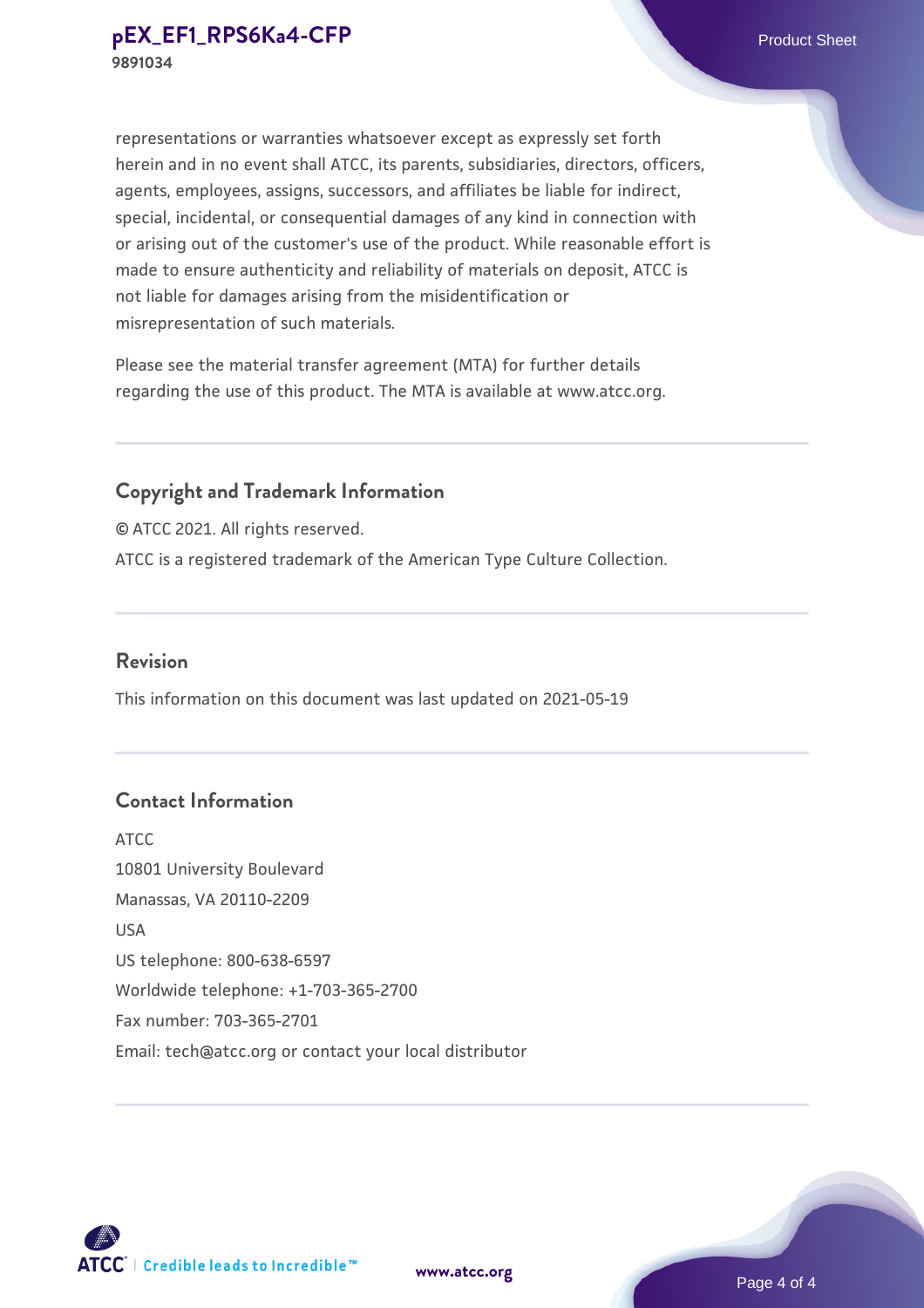representations or warranties whatsoever except as expressly set forth herein and in no event shall ATCC, its parents, subsidiaries, directors, officers, agents, employees, assigns, successors, and affiliates be liable for indirect, special, incidental, or consequential damages of any kind in connection with or arising out of the customer's use of the product. While reasonable effort is made to ensure authenticity and reliability of materials on deposit, ATCC is not liable for damages arising from the misidentification or misrepresentation of such materials.

Please see the material transfer agreement (MTA) for further details regarding the use of this product. The MTA is available at www.atcc.org.

## Copyright and Trademark Information

© ATCC 2021. All rights reserved.

ATCC is a registered trademark of the American Type Culture Collection.

## Revision

This information on this document was last updated on 2021-05-19

## Contact Information

ATCC
10801 University Boulevard
Manassas, VA 20110-2209
USA
US telephone: 800-638-6597
Worldwide telephone: +1-703-365-2700
Fax number: 703-365-2701
Email: tech@atcc.org or contact your local distributor